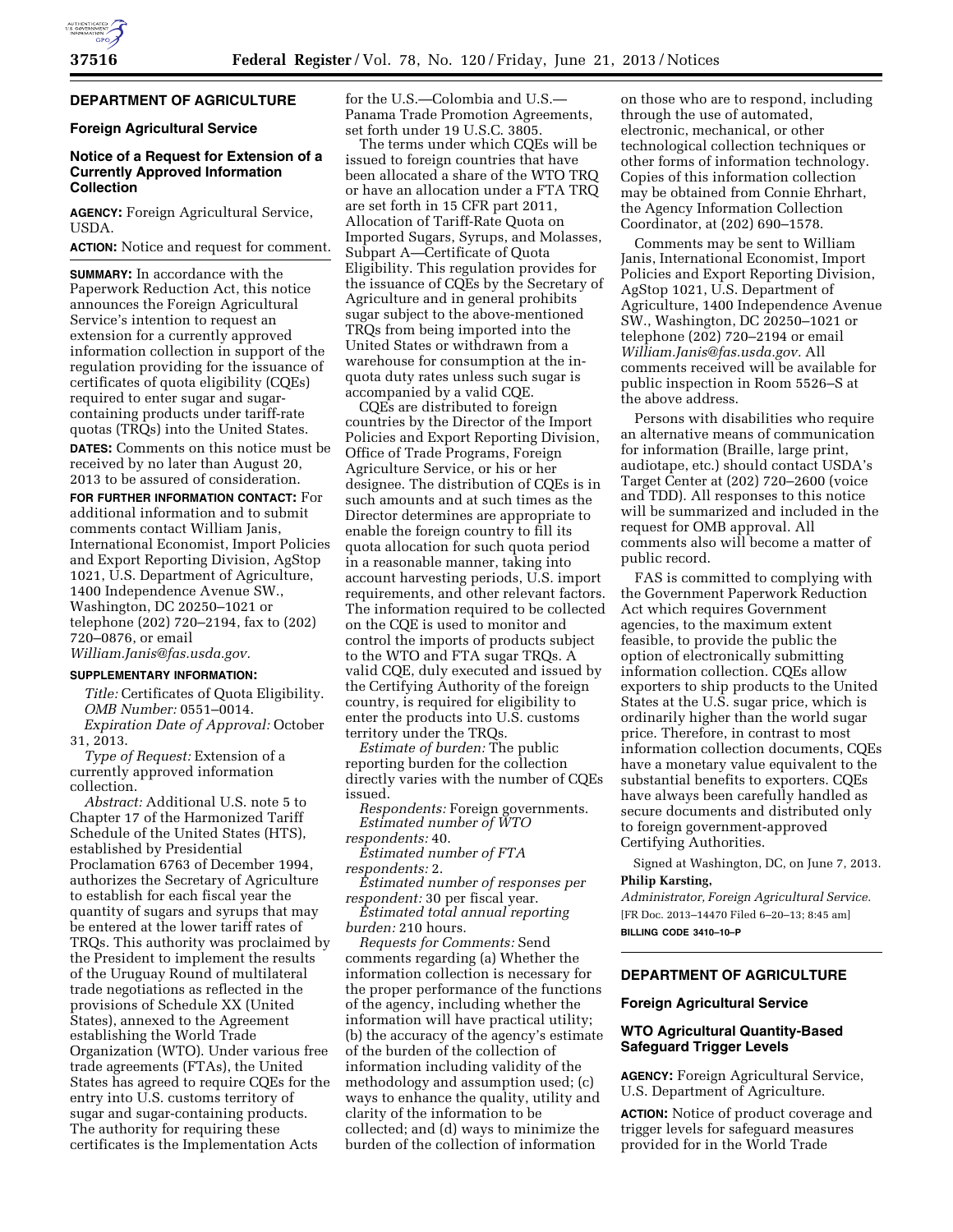## DEPARTMENT OF AGRICULTURE

### Foreign Agricultural Service

### Notice of a Request for Extension of a Currently Approved Information Collection

**AGENCY:** Foreign Agricultural Service, USDA.

**ACTION:** Notice and request for comment.

**SUMMARY:** In accordance with the Paperwork Reduction Act, this notice announces the Foreign Agricultural Service's intention to request an extension for a currently approved information collection in support of the regulation providing for the issuance of certificates of quota eligibility (CQEs) required to enter sugar and sugar-containing products under tariff-rate quotas (TRQs) into the United States.

**DATES:** Comments on this notice must be received by no later than August 20, 2013 to be assured of consideration.

**FOR FURTHER INFORMATION CONTACT:** For additional information and to submit comments contact William Janis, International Economist, Import Policies and Export Reporting Division, AgStop 1021, U.S. Department of Agriculture, 1400 Independence Avenue SW., Washington, DC 20250–1021 or telephone (202) 720–2194, fax to (202) 720–0876, or email *William.Janis@fas.usda.gov.*

**SUPPLEMENTARY INFORMATION:**

*Title:* Certificates of Quota Eligibility.

*OMB Number:* 0551–0014.

*Expiration Date of Approval:* October 31, 2013.

*Type of Request:* Extension of a currently approved information collection.

*Abstract:* Additional U.S. note 5 to Chapter 17 of the Harmonized Tariff Schedule of the United States (HTS), established by Presidential Proclamation 6763 of December 1994, authorizes the Secretary of Agriculture to establish for each fiscal year the quantity of sugars and syrups that may be entered at the lower tariff rates of TRQs. This authority was proclaimed by the President to implement the results of the Uruguay Round of multilateral trade negotiations as reflected in the provisions of Schedule XX (United States), annexed to the Agreement establishing the World Trade Organization (WTO). Under various free trade agreements (FTAs), the United States has agreed to require CQEs for the entry into U.S. customs territory of sugar and sugar-containing products. The authority for requiring these certificates is the Implementation Acts for the U.S.—Colombia and U.S.—Panama Trade Promotion Agreements, set forth under 19 U.S.C. 3805.

The terms under which CQEs will be issued to foreign countries that have been allocated a share of the WTO TRQ or have an allocation under a FTA TRQ are set forth in 15 CFR part 2011, Allocation of Tariff-Rate Quota on Imported Sugars, Syrups, and Molasses, Subpart A—Certificate of Quota Eligibility. This regulation provides for the issuance of CQEs by the Secretary of Agriculture and in general prohibits sugar subject to the above-mentioned TRQs from being imported into the United States or withdrawn from a warehouse for consumption at the in-quota duty rates unless such sugar is accompanied by a valid CQE.

CQEs are distributed to foreign countries by the Director of the Import Policies and Export Reporting Division, Office of Trade Programs, Foreign Agriculture Service, or his or her designee. The distribution of CQEs is in such amounts and at such times as the Director determines are appropriate to enable the foreign country to fill its quota allocation for such quota period in a reasonable manner, taking into account harvesting periods, U.S. import requirements, and other relevant factors. The information required to be collected on the CQE is used to monitor and control the imports of products subject to the WTO and FTA sugar TRQs. A valid CQE, duly executed and issued by the Certifying Authority of the foreign country, is required for eligibility to enter the products into U.S. customs territory under the TRQs.

*Estimate of burden:* The public reporting burden for the collection directly varies with the number of CQEs issued.

*Respondents:* Foreign governments.

*Estimated number of WTO respondents:* 40.

*Estimated number of FTA respondents:* 2.

*Estimated number of responses per respondent:* 30 per fiscal year.

*Estimated total annual reporting burden:* 210 hours.

*Requests for Comments:* Send comments regarding (a) Whether the information collection is necessary for the proper performance of the functions of the agency, including whether the information will have practical utility; (b) the accuracy of the agency's estimate of the burden of the collection of information including validity of the methodology and assumption used; (c) ways to enhance the quality, utility and clarity of the information to be collected; and (d) ways to minimize the burden of the collection of information on those who are to respond, including through the use of automated, electronic, mechanical, or other technological collection techniques or other forms of information technology. Copies of this information collection may be obtained from Connie Ehrhart, the Agency Information Collection Coordinator, at (202) 690–1578.

Comments may be sent to William Janis, International Economist, Import Policies and Export Reporting Division, AgStop 1021, U.S. Department of Agriculture, 1400 Independence Avenue SW., Washington, DC 20250–1021 or telephone (202) 720–2194 or email *William.Janis@fas.usda.gov.* All comments received will be available for public inspection in Room 5526–S at the above address.

Persons with disabilities who require an alternative means of communication for information (Braille, large print, audiotape, etc.) should contact USDA's Target Center at (202) 720–2600 (voice and TDD). All responses to this notice will be summarized and included in the request for OMB approval. All comments also will become a matter of public record.

FAS is committed to complying with the Government Paperwork Reduction Act which requires Government agencies, to the maximum extent feasible, to provide the public the option of electronically submitting information collection. CQEs allow exporters to ship products to the United States at the U.S. sugar price, which is ordinarily higher than the world sugar price. Therefore, in contrast to most information collection documents, CQEs have a monetary value equivalent to the substantial benefits to exporters. CQEs have always been carefully handled as secure documents and distributed only to foreign government-approved Certifying Authorities.

Signed at Washington, DC, on June 7, 2013.

**Philip Karsting,**

*Administrator, Foreign Agricultural Service.*

[FR Doc. 2013–14470 Filed 6–20–13; 8:45 am]

**BILLING CODE 3410–10–P**

---

## DEPARTMENT OF AGRICULTURE

### Foreign Agricultural Service

### WTO Agricultural Quantity-Based Safeguard Trigger Levels

**AGENCY:** Foreign Agricultural Service, U.S. Department of Agriculture.

**ACTION:** Notice of product coverage and trigger levels for safeguard measures provided for in the World Trade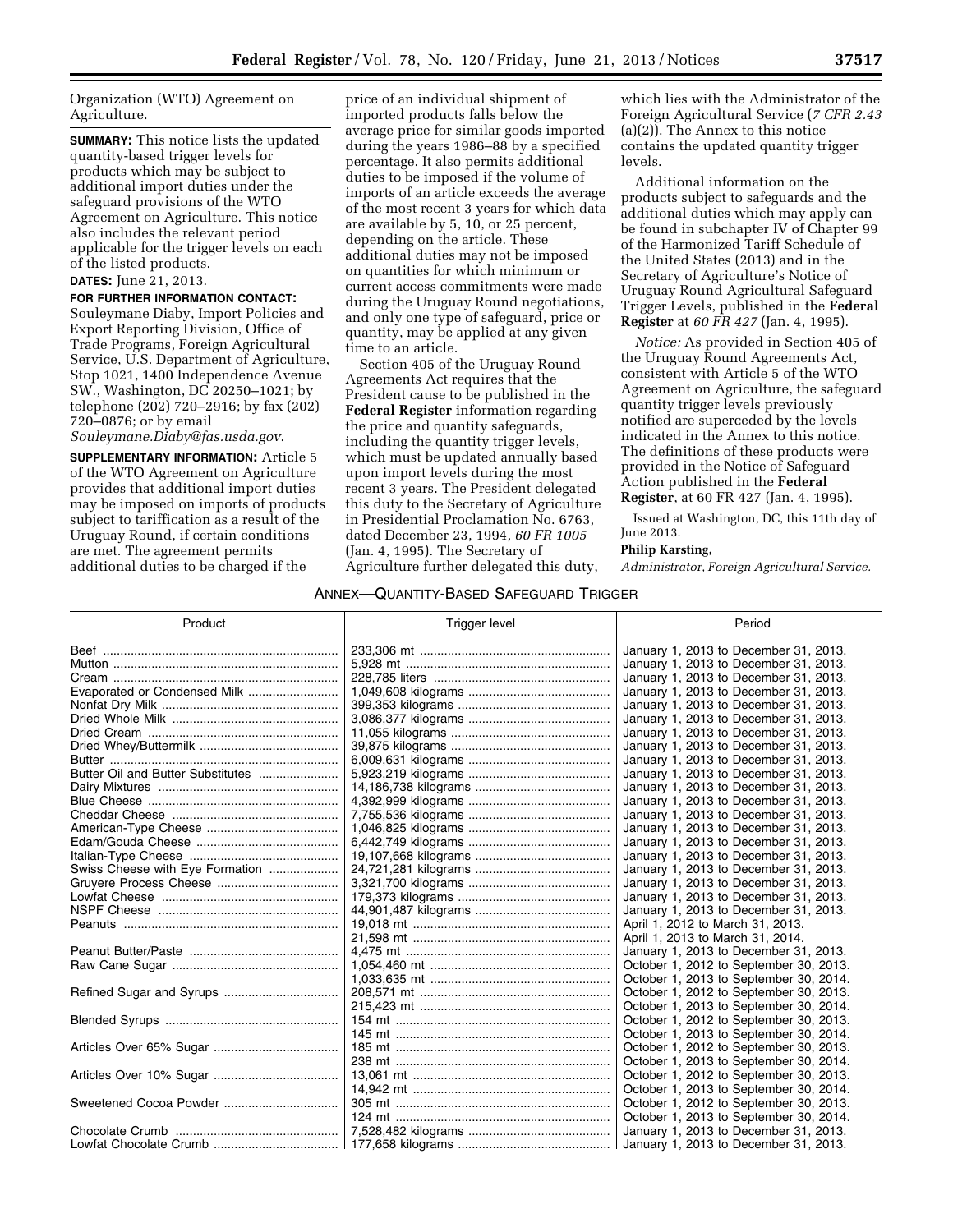Organization (WTO) Agreement on Agriculture.

**SUMMARY:** This notice lists the updated quantity-based trigger levels for products which may be subject to additional import duties under the safeguard provisions of the WTO Agreement on Agriculture. This notice also includes the relevant period applicable for the trigger levels on each of the listed products.

**DATES:** June 21, 2013.

**FOR FURTHER INFORMATION CONTACT:** Souleymane Diaby, Import Policies and Export Reporting Division, Office of Trade Programs, Foreign Agricultural Service, U.S. Department of Agriculture, Stop 1021, 1400 Independence Avenue SW., Washington, DC 20250–1021; by telephone (202) 720–2916; by fax (202) 720–0876; or by email *Souleymane.Diaby@fas.usda.gov*.

**SUPPLEMENTARY INFORMATION:** Article 5 of the WTO Agreement on Agriculture provides that additional import duties may be imposed on imports of products subject to tariffication as a result of the Uruguay Round, if certain conditions are met. The agreement permits additional duties to be charged if the price of an individual shipment of imported products falls below the average price for similar goods imported during the years 1986–88 by a specified percentage. It also permits additional duties to be imposed if the volume of imports of an article exceeds the average of the most recent 3 years for which data are available by 5, 10, or 25 percent, depending on the article. These additional duties may not be imposed on quantities for which minimum or current access commitments were made during the Uruguay Round negotiations, and only one type of safeguard, price or quantity, may be applied at any given time to an article.

Section 405 of the Uruguay Round Agreements Act requires that the President cause to be published in the **Federal Register** information regarding the price and quantity safeguards, including the quantity trigger levels, which must be updated annually based upon import levels during the most recent 3 years. The President delegated this duty to the Secretary of Agriculture in Presidential Proclamation No. 6763, dated December 23, 1994, *60 FR 1005* (Jan. 4, 1995). The Secretary of Agriculture further delegated this duty, which lies with the Administrator of the Foreign Agricultural Service (*7 CFR 2.43* (a)(2)). The Annex to this notice contains the updated quantity trigger levels.

Additional information on the products subject to safeguards and the additional duties which may apply can be found in subchapter IV of Chapter 99 of the Harmonized Tariff Schedule of the United States (2013) and in the Secretary of Agriculture's Notice of Uruguay Round Agricultural Safeguard Trigger Levels, published in the **Federal Register** at *60 FR 427* (Jan. 4, 1995).

*Notice:* As provided in Section 405 of the Uruguay Round Agreements Act, consistent with Article 5 of the WTO Agreement on Agriculture, the safeguard quantity trigger levels previously notified are superceded by the levels indicated in the Annex to this notice. The definitions of these products were provided in the Notice of Safeguard Action published in the **Federal Register**, at 60 FR 427 (Jan. 4, 1995).

Issued at Washington, DC, this 11th day of June 2013.

**Philip Karsting,**

*Administrator, Foreign Agricultural Service.*

## ANNEX—QUANTITY-BASED SAFEGUARD TRIGGER

| Product | Trigger level | Period |
|---|---|---|
| Beef | 233,306 mt | January 1, 2013 to December 31, 2013. |
| Mutton | 5,928 mt | January 1, 2013 to December 31, 2013. |
| Cream | 228,785 liters | January 1, 2013 to December 31, 2013. |
| Evaporated or Condensed Milk | 1,049,608 kilograms | January 1, 2013 to December 31, 2013. |
| Nonfat Dry Milk | 399,353 kilograms | January 1, 2013 to December 31, 2013. |
| Dried Whole Milk | 3,086,377 kilograms | January 1, 2013 to December 31, 2013. |
| Dried Cream | 11,055 kilograms | January 1, 2013 to December 31, 2013. |
| Dried Whey/Buttermilk | 39,875 kilograms | January 1, 2013 to December 31, 2013. |
| Butter | 6,009,631 kilograms | January 1, 2013 to December 31, 2013. |
| Butter Oil and Butter Substitutes | 5,923,219 kilograms | January 1, 2013 to December 31, 2013. |
| Dairy Mixtures | 14,186,738 kilograms | January 1, 2013 to December 31, 2013. |
| Blue Cheese | 4,392,999 kilograms | January 1, 2013 to December 31, 2013. |
| Cheddar Cheese | 7,755,536 kilograms | January 1, 2013 to December 31, 2013. |
| American-Type Cheese | 1,046,825 kilograms | January 1, 2013 to December 31, 2013. |
| Edam/Gouda Cheese | 6,442,749 kilograms | January 1, 2013 to December 31, 2013. |
| Italian-Type Cheese | 19,107,668 kilograms | January 1, 2013 to December 31, 2013. |
| Swiss Cheese with Eye Formation | 24,721,281 kilograms | January 1, 2013 to December 31, 2013. |
| Gruyere Process Cheese | 3,321,700 kilograms | January 1, 2013 to December 31, 2013. |
| Lowfat Cheese | 179,373 kilograms | January 1, 2013 to December 31, 2013. |
| NSPF Cheese | 44,901,487 kilograms | January 1, 2013 to December 31, 2013. |
| Peanuts | 19,018 mt | April 1, 2012 to March 31, 2013. |
| | 21,598 mt | April 1, 2013 to March 31, 2014. |
| Peanut Butter/Paste | 4,475 mt | January 1, 2013 to December 31, 2013. |
| Raw Cane Sugar | 1,054,460 mt | October 1, 2012 to September 30, 2013. |
| | 1,033,635 mt | October 1, 2013 to September 30, 2014. |
| Refined Sugar and Syrups | 208,571 mt | October 1, 2012 to September 30, 2013. |
| | 215,423 mt | October 1, 2013 to September 30, 2014. |
| Blended Syrups | 154 mt | October 1, 2012 to September 30, 2013. |
| | 145 mt | October 1, 2013 to September 30, 2014. |
| Articles Over 65% Sugar | 185 mt | October 1, 2012 to September 30, 2013. |
| | 238 mt | October 1, 2013 to September 30, 2014. |
| Articles Over 10% Sugar | 13,061 mt | October 1, 2012 to September 30, 2013. |
| | 14,942 mt | October 1, 2013 to September 30, 2014. |
| Sweetened Cocoa Powder | 305 mt | October 1, 2012 to September 30, 2013. |
| | 124 mt | October 1, 2013 to September 30, 2014. |
| Chocolate Crumb | 7,528,482 kilograms | January 1, 2013 to December 31, 2013. |
| Lowfat Chocolate Crumb | 177,658 kilograms | January 1, 2013 to December 31, 2013. |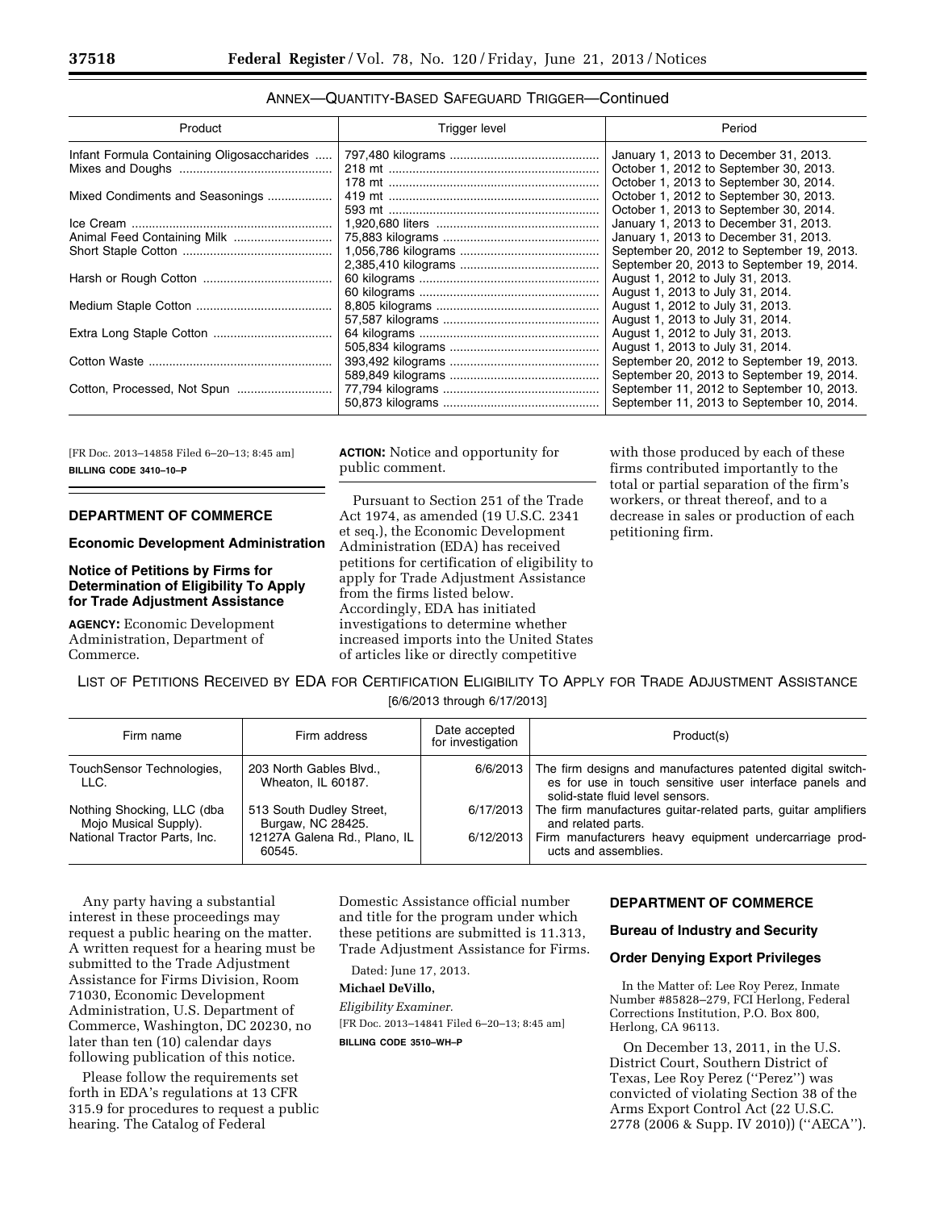ANNEX—QUANTITY-BASED SAFEGUARD TRIGGER—Continued

| Product | Trigger level | Period |
| --- | --- | --- |
| Infant Formula Containing Oligosaccharides | 797,480 kilograms | January 1, 2013 to December 31, 2013. |
| Mixes and Doughs | 218 mt | October 1, 2012 to September 30, 2013. |
| | 178 mt | October 1, 2013 to September 30, 2014. |
| Mixed Condiments and Seasonings | 419 mt | October 1, 2012 to September 30, 2013. |
| | 593 mt | October 1, 2013 to September 30, 2014. |
| Ice Cream | 1,920,680 liters | January 1, 2013 to December 31, 2013. |
| Animal Feed Containing Milk | 75,883 kilograms | January 1, 2013 to December 31, 2013. |
| Short Staple Cotton | 1,056,786 kilograms | September 20, 2012 to September 19, 2013. |
| | 2,385,410 kilograms | September 20, 2013 to September 19, 2014. |
| Harsh or Rough Cotton | 60 kilograms | August 1, 2012 to July 31, 2013. |
| | 60 kilograms | August 1, 2013 to July 31, 2014. |
| Medium Staple Cotton | 8,805 kilograms | August 1, 2012 to July 31, 2013. |
| | 57,587 kilograms | August 1, 2013 to July 31, 2014. |
| Extra Long Staple Cotton | 64 kilograms | August 1, 2012 to July 31, 2013. |
| | 505,834 kilograms | August 1, 2013 to July 31, 2014. |
| Cotton Waste | 393,492 kilograms | September 20, 2012 to September 19, 2013. |
| | 589,849 kilograms | September 20, 2013 to September 19, 2014. |
| Cotton, Processed, Not Spun | 77,794 kilograms | September 11, 2012 to September 10, 2013. |
| | 50,873 kilograms | September 11, 2013 to September 10, 2014. |

[FR Doc. 2013–14858 Filed 6–20–13; 8:45 am]

**BILLING CODE 3410–10–P**

## DEPARTMENT OF COMMERCE

### Economic Development Administration

### Notice of Petitions by Firms for Determination of Eligibility To Apply for Trade Adjustment Assistance

**AGENCY:** Economic Development Administration, Department of Commerce.

**ACTION:** Notice and opportunity for public comment.

Pursuant to Section 251 of the Trade Act 1974, as amended (19 U.S.C. 2341 et seq.), the Economic Development Administration (EDA) has received petitions for certification of eligibility to apply for Trade Adjustment Assistance from the firms listed below. Accordingly, EDA has initiated investigations to determine whether increased imports into the United States of articles like or directly competitive with those produced by each of these firms contributed importantly to the total or partial separation of the firm's workers, or threat thereof, and to a decrease in sales or production of each petitioning firm.

LIST OF PETITIONS RECEIVED BY EDA FOR CERTIFICATION ELIGIBILITY TO APPLY FOR TRADE ADJUSTMENT ASSISTANCE

[6/6/2013 through 6/17/2013]

| Firm name | Firm address | Date accepted for investigation | Product(s) |
| --- | --- | --- | --- |
| TouchSensor Technologies, LLC. | 203 North Gables Blvd., Wheaton, IL 60187. | 6/6/2013 | The firm designs and manufactures patented digital switches for use in touch sensitive user interface panels and solid-state fluid level sensors. |
| Nothing Shocking, LLC (dba Mojo Musical Supply). | 513 South Dudley Street, Burgaw, NC 28425. | 6/17/2013 | The firm manufactures guitar-related parts, guitar amplifiers and related parts. |
| National Tractor Parts, Inc. | 12127A Galena Rd., Plano, IL 60545. | 6/12/2013 | Firm manufacturers heavy equipment undercarriage products and assemblies. |

Any party having a substantial interest in these proceedings may request a public hearing on the matter. A written request for a hearing must be submitted to the Trade Adjustment Assistance for Firms Division, Room 71030, Economic Development Administration, U.S. Department of Commerce, Washington, DC 20230, no later than ten (10) calendar days following publication of this notice.

Please follow the requirements set forth in EDA's regulations at 13 CFR 315.9 for procedures to request a public hearing. The Catalog of Federal Domestic Assistance official number and title for the program under which these petitions are submitted is 11.313, Trade Adjustment Assistance for Firms.

Dated: June 17, 2013.

**Michael DeVillo,**

*Eligibility Examiner.*

[FR Doc. 2013–14841 Filed 6–20–13; 8:45 am]

**BILLING CODE 3510–WH–P**

## DEPARTMENT OF COMMERCE

### Bureau of Industry and Security

### Order Denying Export Privileges

In the Matter of: Lee Roy Perez, Inmate Number #85828–279, FCI Herlong, Federal Corrections Institution, P.O. Box 800, Herlong, CA 96113.

On December 13, 2011, in the U.S. District Court, Southern District of Texas, Lee Roy Perez (''Perez'') was convicted of violating Section 38 of the Arms Export Control Act (22 U.S.C. 2778 (2006 & Supp. IV 2010)) (''AECA'').